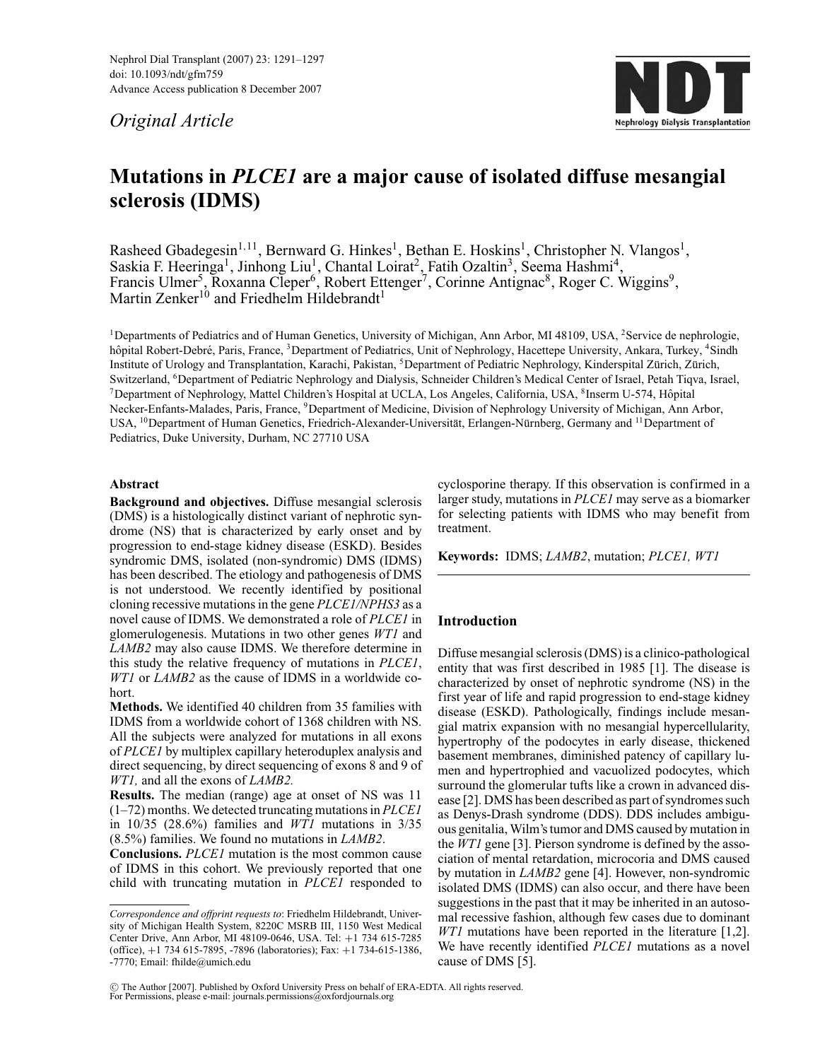Original Article

# Mutations in *PLCE1* are a major cause of isolated diffuse mesangial sclerosis (IDMS)

Rasheed Gbadegesin[1,11], Bernward G. Hinkes[1], Bethan E. Hoskins[1], Christopher N. Vlangos[1], Saskia F. Heeringa[1], Jinhong Liu[1], Chantal Loirat[2], Fatih Ozaltin[3], Seema Hashmi[4], Francis Ulmer[5], Roxanna Cleper[6], Robert Ettenger[7], Corinne Antignac[8], Roger C. Wiggins[9], Martin Zenker[10] and Friedhelm Hildebrandt[1]

[1]Departments of Pediatrics and of Human Genetics, University of Michigan, Ann Arbor, MI 48109, USA, [2]Service de nephrologie, hôpital Robert-Debré, Paris, France, [3]Department of Pediatrics, Unit of Nephrology, Hacettepe University, Ankara, Turkey, [4]Sindh Institute of Urology and Transplantation, Karachi, Pakistan, [5]Department of Pediatric Nephrology, Kinderspital Zürich, Zürich, Switzerland, [6]Department of Pediatric Nephrology and Dialysis, Schneider Children's Medical Center of Israel, Petah Tiqva, Israel, [7]Department of Nephrology, Mattel Children's Hospital at UCLA, Los Angeles, California, USA, [8]Inserm U-574, Hôpital Necker-Enfants-Malades, Paris, France, [9]Department of Medicine, Division of Nephrology University of Michigan, Ann Arbor, USA, [10]Department of Human Genetics, Friedrich-Alexander-Universität, Erlangen-Nürnberg, Germany and [11]Department of Pediatrics, Duke University, Durham, NC 27710 USA

## Abstract

**Background and objectives.** Diffuse mesangial sclerosis (DMS) is a histologically distinct variant of nephrotic syndrome (NS) that is characterized by early onset and by progression to end-stage kidney disease (ESKD). Besides syndromic DMS, isolated (non-syndromic) DMS (IDMS) has been described. The etiology and pathogenesis of DMS is not understood. We recently identified by positional cloning recessive mutations in the gene *PLCE1/NPHS3* as a novel cause of IDMS. We demonstrated a role of *PLCE1* in glomerulogenesis. Mutations in two other genes *WT1* and *LAMB2* may also cause IDMS. We therefore determine in this study the relative frequency of mutations in *PLCE1*, *WT1* or *LAMB2* as the cause of IDMS in a worldwide cohort.

**Methods.** We identified 40 children from 35 families with IDMS from a worldwide cohort of 1368 children with NS. All the subjects were analyzed for mutations in all exons of *PLCE1* by multiplex capillary heteroduplex analysis and direct sequencing, by direct sequencing of exons 8 and 9 of *WT1,* and all the exons of *LAMB2.*

**Results.** The median (range) age at onset of NS was 11 (1–72) months. We detected truncating mutations in *PLCE1* in 10/35 (28.6%) families and *WT1* mutations in 3/35 (8.5%) families. We found no mutations in *LAMB2*.

**Conclusions.** *PLCE1* mutation is the most common cause of IDMS in this cohort. We previously reported that one child with truncating mutation in *PLCE1* responded to cyclosporine therapy. If this observation is confirmed in a larger study, mutations in *PLCE1* may serve as a biomarker for selecting patients with IDMS who may benefit from treatment.

**Keywords:** IDMS; *LAMB2*, mutation; *PLCE1, WT1*

## Introduction

Diffuse mesangial sclerosis (DMS) is a clinico-pathological entity that was first described in 1985 [1]. The disease is characterized by onset of nephrotic syndrome (NS) in the first year of life and rapid progression to end-stage kidney disease (ESKD). Pathologically, findings include mesangial matrix expansion with no mesangial hypercellularity, hypertrophy of the podocytes in early disease, thickened basement membranes, diminished patency of capillary lumen and hypertrophied and vacuolized podocytes, which surround the glomerular tufts like a crown in advanced disease [2]. DMS has been described as part of syndromes such as Denys-Drash syndrome (DDS). DDS includes ambiguous genitalia, Wilm's tumor and DMS caused by mutation in the *WT1* gene [3]. Pierson syndrome is defined by the association of mental retardation, microcoria and DMS caused by mutation in *LAMB2* gene [4]. However, non-syndromic isolated DMS (IDMS) can also occur, and there have been suggestions in the past that it may be inherited in an autosomal recessive fashion, although few cases due to dominant *WT1* mutations have been reported in the literature [1,2]. We have recently identified *PLCE1* mutations as a novel cause of DMS [5].

*Correspondence and offprint requests to*: Friedhelm Hildebrandt, University of Michigan Health System, 8220C MSRB III, 1150 West Medical Center Drive, Ann Arbor, MI 48109-0646, USA. Tel: +1 734 615-7285 (office), +1 734 615-7895, -7896 (laboratories); Fax: +1 734-615-1386, -7770; Email: fhilde@umich.edu

© The Author [2007]. Published by Oxford University Press on behalf of ERA-EDTA. All rights reserved.
For Permissions, please e-mail: journals.permissions@oxfordjournals.org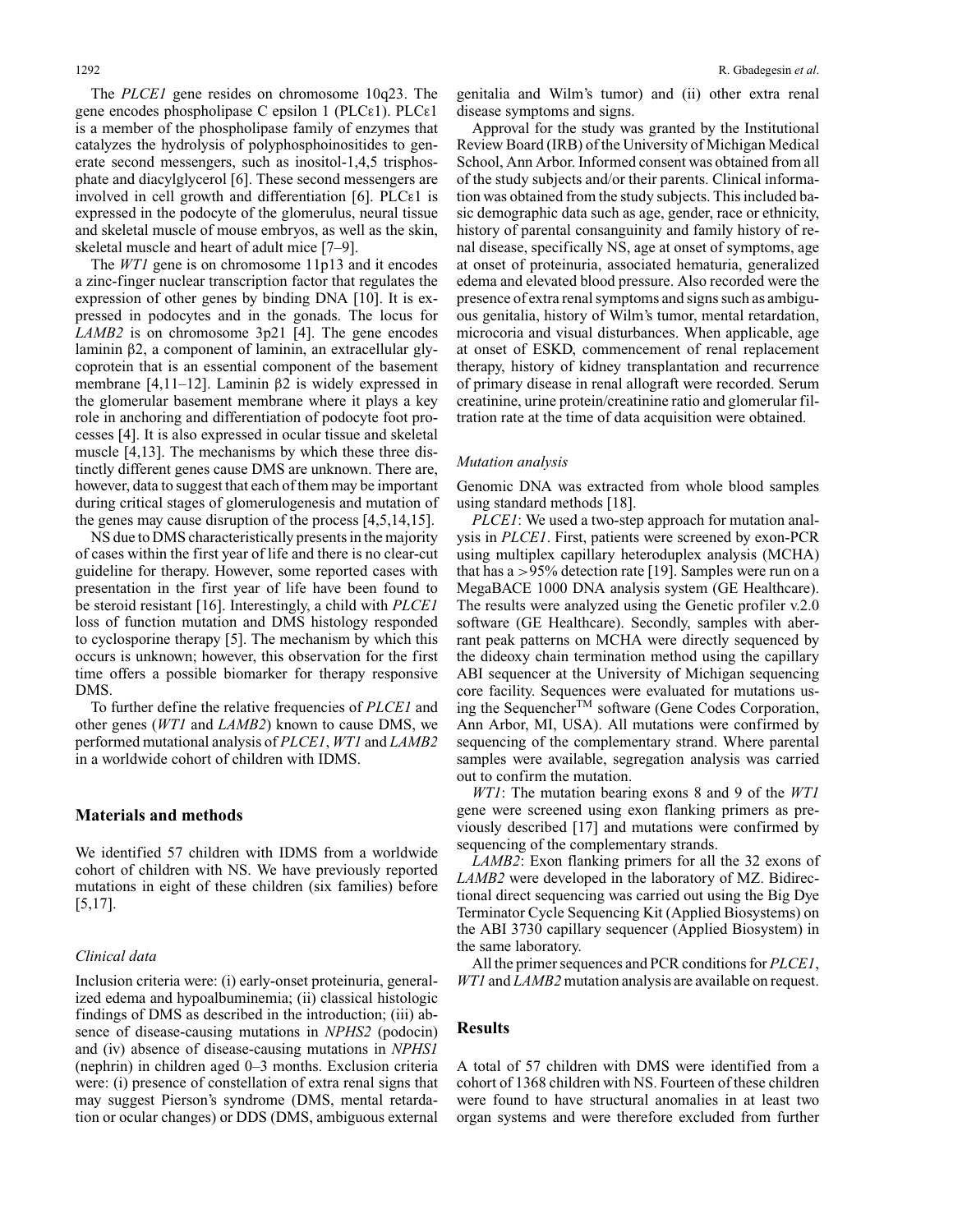The *PLCE1* gene resides on chromosome 10q23. The gene encodes phospholipase C epsilon 1 (PLCε1). PLCε1 is a member of the phospholipase family of enzymes that catalyzes the hydrolysis of polyphosphoinositides to generate second messengers, such as inositol-1,4,5 trisphosphate and diacylglycerol [6]. These second messengers are involved in cell growth and differentiation [6]. PLCε1 is expressed in the podocyte of the glomerulus, neural tissue and skeletal muscle of mouse embryos, as well as the skin, skeletal muscle and heart of adult mice [7–9].

The *WT1* gene is on chromosome 11p13 and it encodes a zinc-finger nuclear transcription factor that regulates the expression of other genes by binding DNA [10]. It is expressed in podocytes and in the gonads. The locus for *LAMB2* is on chromosome 3p21 [4]. The gene encodes laminin β2, a component of laminin, an extracellular glycoprotein that is an essential component of the basement membrane [4,11–12]. Laminin β2 is widely expressed in the glomerular basement membrane where it plays a key role in anchoring and differentiation of podocyte foot processes [4]. It is also expressed in ocular tissue and skeletal muscle [4,13]. The mechanisms by which these three distinctly different genes cause DMS are unknown. There are, however, data to suggest that each of them may be important during critical stages of glomerulogenesis and mutation of the genes may cause disruption of the process [4,5,14,15].

NS due to DMS characteristically presents in the majority of cases within the first year of life and there is no clear-cut guideline for therapy. However, some reported cases with presentation in the first year of life have been found to be steroid resistant [16]. Interestingly, a child with *PLCE1* loss of function mutation and DMS histology responded to cyclosporine therapy [5]. The mechanism by which this occurs is unknown; however, this observation for the first time offers a possible biomarker for therapy responsive DMS.

To further define the relative frequencies of *PLCE1* and other genes (*WT1* and *LAMB2*) known to cause DMS, we performed mutational analysis of *PLCE1*, *WT1* and *LAMB2* in a worldwide cohort of children with IDMS.

## Materials and methods

We identified 57 children with IDMS from a worldwide cohort of children with NS. We have previously reported mutations in eight of these children (six families) before [5,17].

### Clinical data

Inclusion criteria were: (i) early-onset proteinuria, generalized edema and hypoalbuminemia; (ii) classical histologic findings of DMS as described in the introduction; (iii) absence of disease-causing mutations in *NPHS2* (podocin) and (iv) absence of disease-causing mutations in *NPHS1* (nephrin) in children aged 0–3 months. Exclusion criteria were: (i) presence of constellation of extra renal signs that may suggest Pierson's syndrome (DMS, mental retardation or ocular changes) or DDS (DMS, ambiguous external genitalia and Wilm's tumor) and (ii) other extra renal disease symptoms and signs.

Approval for the study was granted by the Institutional Review Board (IRB) of the University of Michigan Medical School, Ann Arbor. Informed consent was obtained from all of the study subjects and/or their parents. Clinical information was obtained from the study subjects. This included basic demographic data such as age, gender, race or ethnicity, history of parental consanguinity and family history of renal disease, specifically NS, age at onset of symptoms, age at onset of proteinuria, associated hematuria, generalized edema and elevated blood pressure. Also recorded were the presence of extra renal symptoms and signs such as ambiguous genitalia, history of Wilm's tumor, mental retardation, microcoria and visual disturbances. When applicable, age at onset of ESKD, commencement of renal replacement therapy, history of kidney transplantation and recurrence of primary disease in renal allograft were recorded. Serum creatinine, urine protein/creatinine ratio and glomerular filtration rate at the time of data acquisition were obtained.

### Mutation analysis

Genomic DNA was extracted from whole blood samples using standard methods [18].

*PLCE1*: We used a two-step approach for mutation analysis in *PLCE1*. First, patients were screened by exon-PCR using multiplex capillary heteroduplex analysis (MCHA) that has a >95% detection rate [19]. Samples were run on a MegaBACE 1000 DNA analysis system (GE Healthcare). The results were analyzed using the Genetic profiler v.2.0 software (GE Healthcare). Secondly, samples with aberrant peak patterns on MCHA were directly sequenced by the dideoxy chain termination method using the capillary ABI sequencer at the University of Michigan sequencing core facility. Sequences were evaluated for mutations using the Sequencer™ software (Gene Codes Corporation, Ann Arbor, MI, USA). All mutations were confirmed by sequencing of the complementary strand. Where parental samples were available, segregation analysis was carried out to confirm the mutation.

*WT1*: The mutation bearing exons 8 and 9 of the *WT1* gene were screened using exon flanking primers as previously described [17] and mutations were confirmed by sequencing of the complementary strands.

*LAMB2*: Exon flanking primers for all the 32 exons of *LAMB2* were developed in the laboratory of MZ. Bidirectional direct sequencing was carried out using the Big Dye Terminator Cycle Sequencing Kit (Applied Biosystems) on the ABI 3730 capillary sequencer (Applied Biosystem) in the same laboratory.

All the primer sequences and PCR conditions for *PLCE1*, *WT1* and *LAMB2* mutation analysis are available on request.

## Results

A total of 57 children with DMS were identified from a cohort of 1368 children with NS. Fourteen of these children were found to have structural anomalies in at least two organ systems and were therefore excluded from further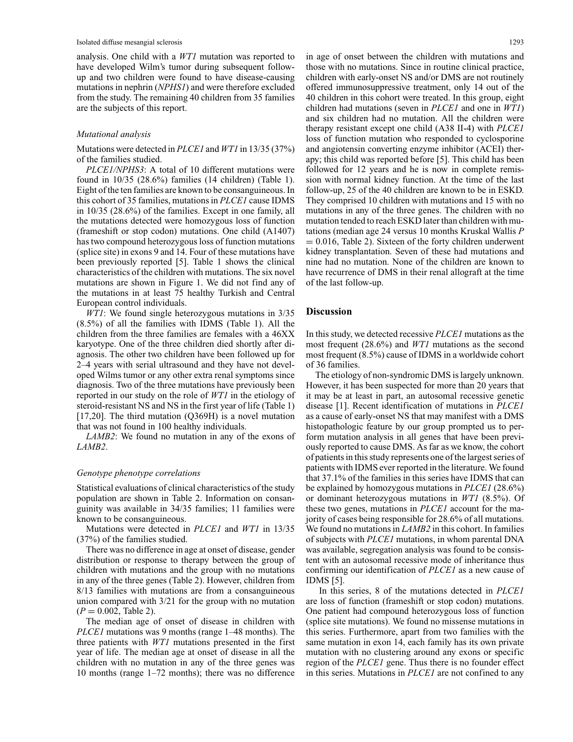analysis. One child with a *WT1* mutation was reported to have developed Wilm's tumor during subsequent follow-up and two children were found to have disease-causing mutations in nephrin (*NPHS1*) and were therefore excluded from the study. The remaining 40 children from 35 families are the subjects of this report.

### *Mutational analysis*

Mutations were detected in *PLCE1* and *WT1* in 13/35 (37%) of the families studied.

*PLCE1/NPHS3*: A total of 10 different mutations were found in 10/35 (28.6%) families (14 children) (Table 1). Eight of the ten families are known to be consanguineous. In this cohort of 35 families, mutations in *PLCE1* cause IDMS in 10/35 (28.6%) of the families. Except in one family, all the mutations detected were homozygous loss of function (frameshift or stop codon) mutations. One child (A1407) has two compound heterozygous loss of function mutations (splice site) in exons 9 and 14. Four of these mutations have been previously reported [5]. Table 1 shows the clinical characteristics of the children with mutations. The six novel mutations are shown in Figure 1. We did not find any of the mutations in at least 75 healthy Turkish and Central European control individuals.

*WT1*: We found single heterozygous mutations in 3/35 (8.5%) of all the families with IDMS (Table 1). All the children from the three families are females with a 46XX karyotype. One of the three children died shortly after diagnosis. The other two children have been followed up for 2–4 years with serial ultrasound and they have not developed Wilms tumor or any other extra renal symptoms since diagnosis. Two of the three mutations have previously been reported in our study on the role of *WT1* in the etiology of steroid-resistant NS and NS in the first year of life (Table 1) [17,20]. The third mutation (Q369H) is a novel mutation that was not found in 100 healthy individuals.

*LAMB2*: We found no mutation in any of the exons of *LAMB2*.

### *Genotype phenotype correlations*

Statistical evaluations of clinical characteristics of the study population are shown in Table 2. Information on consanguinity was available in 34/35 families; 11 families were known to be consanguineous.

Mutations were detected in *PLCE1* and *WT1* in 13/35 (37%) of the families studied.

There was no difference in age at onset of disease, gender distribution or response to therapy between the group of children with mutations and the group with no mutations in any of the three genes (Table 2). However, children from 8/13 families with mutations are from a consanguineous union compared with 3/21 for the group with no mutation ($P = 0.002$, Table 2).

The median age of onset of disease in children with *PLCE1* mutations was 9 months (range 1–48 months). The three patients with *WT1* mutations presented in the first year of life. The median age at onset of disease in all the children with no mutation in any of the three genes was 10 months (range 1–72 months); there was no difference in age of onset between the children with mutations and those with no mutations. Since in routine clinical practice, children with early-onset NS and/or DMS are not routinely offered immunosuppressive treatment, only 14 out of the 40 children in this cohort were treated. In this group, eight children had mutations (seven in *PLCE1* and one in *WT1*) and six children had no mutation. All the children were therapy resistant except one child (A38 II-4) with *PLCE1* loss of function mutation who responded to cyclosporine and angiotensin converting enzyme inhibitor (ACEI) therapy; this child was reported before [5]. This child has been followed for 12 years and he is now in complete remission with normal kidney function. At the time of the last follow-up, 25 of the 40 children are known to be in ESKD. They comprised 10 children with mutations and 15 with no mutations in any of the three genes. The children with no mutation tended to reach ESKD later than children with mutations (median age 24 versus 10 months Kruskal Wallis $P = 0.016$, Table 2). Sixteen of the forty children underwent kidney transplantation. Seven of these had mutations and nine had no mutation. None of the children are known to have recurrence of DMS in their renal allograft at the time of the last follow-up.

## Discussion

In this study, we detected recessive *PLCE1* mutations as the most frequent (28.6%) and *WT1* mutations as the second most frequent (8.5%) cause of IDMS in a worldwide cohort of 36 families.

The etiology of non-syndromic DMS is largely unknown. However, it has been suspected for more than 20 years that it may be at least in part, an autosomal recessive genetic disease [1]. Recent identification of mutations in *PLCE1* as a cause of early-onset NS that may manifest with a DMS histopathologic feature by our group prompted us to perform mutation analysis in all genes that have been previously reported to cause DMS. As far as we know, the cohort of patients in this study represents one of the largest series of patients with IDMS ever reported in the literature. We found that 37.1% of the families in this series have IDMS that can be explained by homozygous mutations in *PLCE1* (28.6%) or dominant heterozygous mutations in *WT1* (8.5%). Of these two genes, mutations in *PLCE1* account for the majority of cases being responsible for 28.6% of all mutations. We found no mutations in *LAMB2* in this cohort. In families of subjects with *PLCE1* mutations, in whom parental DNA was available, segregation analysis was found to be consistent with an autosomal recessive mode of inheritance thus confirming our identification of *PLCE1* as a new cause of IDMS [5].

In this series, 8 of the mutations detected in *PLCE1* are loss of function (frameshift or stop codon) mutations. One patient had compound heterozygous loss of function (splice site mutations). We found no missense mutations in this series. Furthermore, apart from two families with the same mutation in exon 14, each family has its own private mutation with no clustering around any exons or specific region of the *PLCE1* gene. Thus there is no founder effect in this series. Mutations in *PLCE1* are not confined to any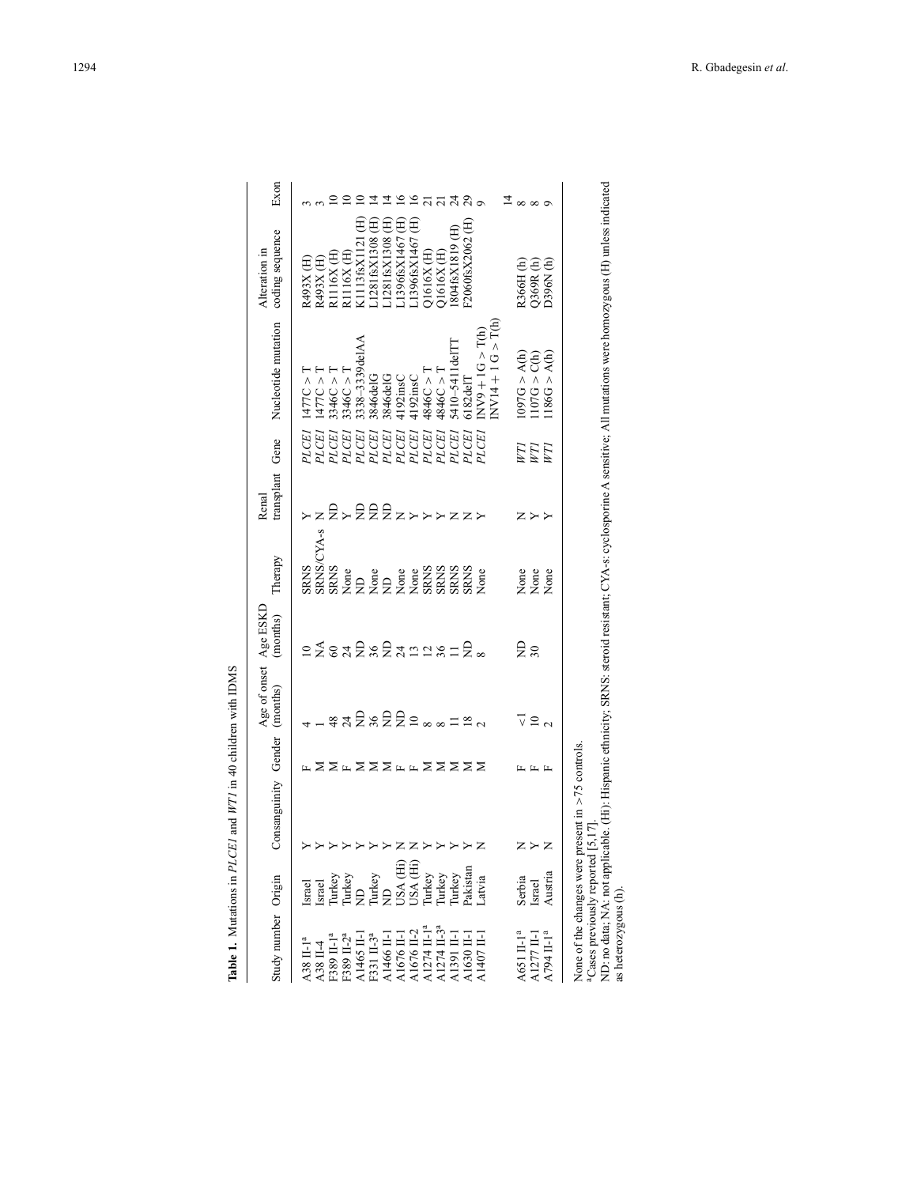**Table 1.** Mutations in *PLCE1* and *WT1* in 40 children with IDMS

| Study number | Origin | Consanguinity | Gender | Age of onset (months) | Age ESKD (months) | Therapy | Renal transplant | Gene | Nucleotide mutation | Alteration in coding sequence | Exon |
|---|---|---|---|---|---|---|---|---|---|---|---|
| A38 II-1[a] | Israel | Y | F | 4 | 10 | SRNS | Y | *PLCE1* | 1477C > T | R493X (H) | 3 |
| A38 II-4 | Israel | Y | M | 1 | NA | SRNS/CYA-s | N | *PLCE1* | 1477C > T | R493X (H) | 3 |
| F389 II-1[a] | Turkey | Y | M | 48 | 60 | SRNS | ND | *PLCE1* | 3346C > T | R1116X (H) | 10 |
| F389 II-2[a] | Turkey | Y | F | 24 | 24 | None | Y | *PLCE1* | 3346C > T | R1116X (H) | 10 |
| A1465 II-1 | ND | Y | M | ND | ND | ND | ND | *PLCE1* | 3338–3339delAA | K1113fsX1121 (H) | 10 |
| F331 II-3[a] | Turkey | Y | M | 36 | 36 | None | ND | *PLCE1* | 3846delG | L1281fsX1308 (H) | 14 |
| A1466 II-1 | ND | Y | M | ND | ND | ND | ND | *PLCE1* | 3846delG | L1281fsX1308 (H) | 14 |
| A1676 II-1 | USA (Hi) | N | F | ND | 24 | None | N | *PLCE1* | 4192insC | L1396fsX1467 (H) | 16 |
| A1676 II-2 | USA (Hi) | N | F | 10 | 13 | None | Y | *PLCE1* | 4192insC | L1396fsX1467 (H) | 16 |
| A1274 II-1[a] | Turkey | Y | M | 8 | 12 | SRNS | Y | *PLCE1* | 4846C > T | Q1616X (H) | 21 |
| A1274 II-3[a] | Turkey | Y | M | 8 | 36 | SRNS | Y | *PLCE1* | 4846C > T | Q1616X (H) | 21 |
| A1391 II-1 | Turkey | Y | M | 11 | 11 | SRNS | N | *PLCE1* | 5410–5411delTT | I804fsX1819 (H) | 24 |
| A1630 II-1 | Pakistan | Y | M | 18 | ND | SRNS | N | *PLCE1* | 6182delT | F2060fsX2062 (H) | 29 |
| A1407 II-1 | Latvia | N | M | 2 | 8 | None | Y | *PLCE1* | INV9 + 1G > T(h) | | 9 |
| | | | | | | | | | INV14 + 1 G > T(h) | | 14 |
| A651 II-1[a] | Serbia | N | F | <1 | ND | None | N | *WT1* | 1097G > A(h) | R366H (h) | 8 |
| A1277 II-1 | Israel | Y | F | 10 | 30 | None | Y | *WT1* | 1107G > C(h) | Q369R (h) | 8 |
| A794 II-1[a] | Austria | N | F | 2 | | None | Y | *WT1* | 1186G > A(h) | D396N (h) | 9 |

None of the changes were present in >75 controls.

[a]Cases previously reported [5,17].

ND: no data; NA: not applicable. (Hi): Hispanic ethnicity; SRNS: steroid resistant; CYA-s: cyclosporine A sensitive; All mutations were homozygous (H) unless indicated as heterozygous (h).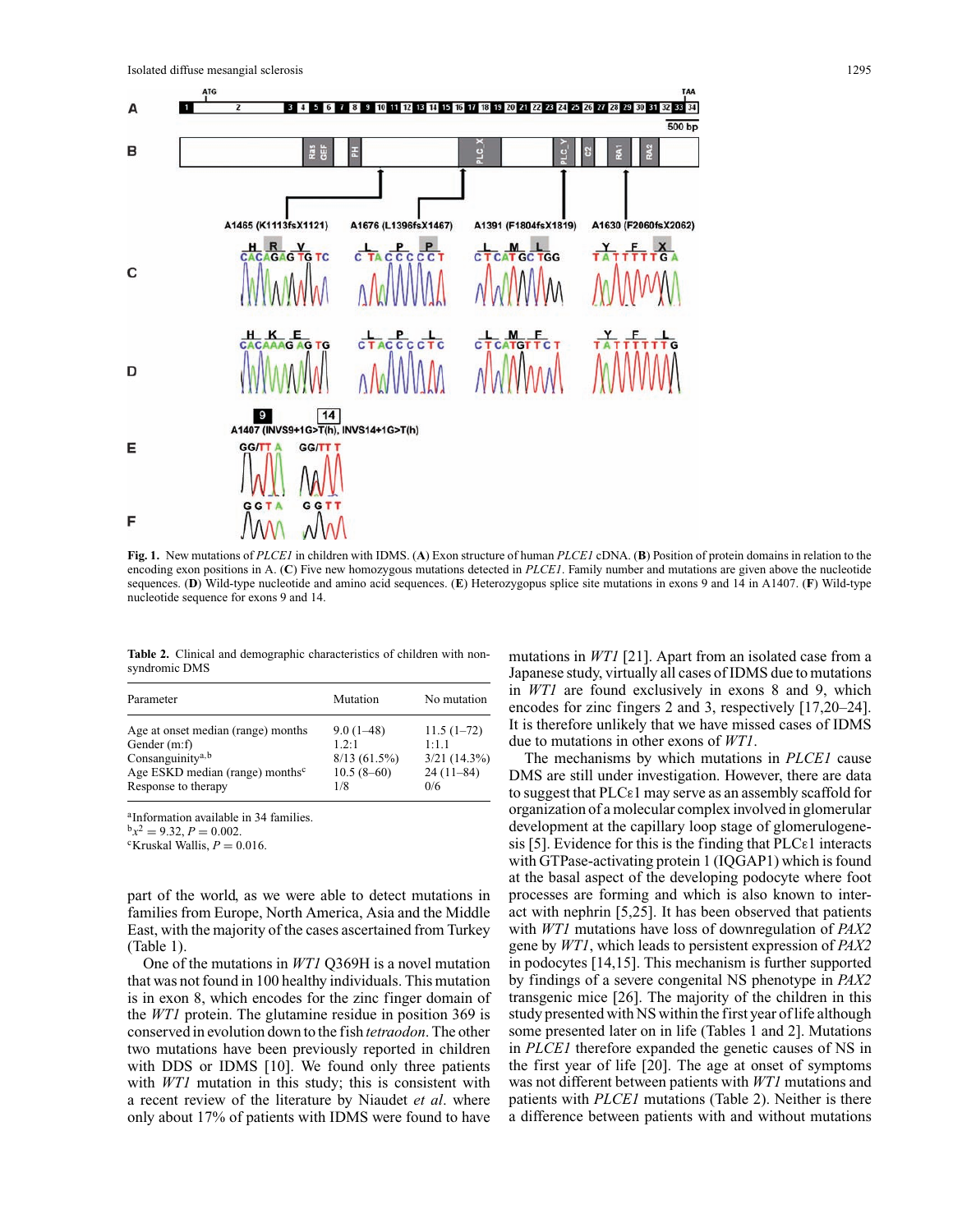**Fig. 1.** New mutations of *PLCE1* in children with IDMS. (**A**) Exon structure of human *PLCE1* cDNA. (**B**) Position of protein domains in relation to the encoding exon positions in A. (**C**) Five new homozygous mutations detected in *PLCE1*. Family number and mutations are given above the nucleotide sequences. (**D**) Wild-type nucleotide and amino acid sequences. (**E**) Heterozygopus splice site mutations in exons 9 and 14 in A1407. (**F**) Wild-type nucleotide sequence for exons 9 and 14.

**Table 2.** Clinical and demographic characteristics of children with non-syndromic DMS

| Parameter | Mutation | No mutation |
|---|---|---|
| Age at onset median (range) months | 9.0 (1–48) | 11.5 (1–72) |
| Gender (m:f) | 1.2:1 | 1:1.1 |
| Consanguinity[a,b] | 8/13 (61.5%) | 3/21 (14.3%) |
| Age ESKD median (range) months[c] | 10.5 (8–60) | 24 (11–84) |
| Response to therapy | 1/8 | 0/6 |

[a]Information available in 34 families.
[b]$x^2 = 9.32$, $P = 0.002$.
[c]Kruskal Wallis, $P = 0.016$.

part of the world, as we were able to detect mutations in families from Europe, North America, Asia and the Middle East, with the majority of the cases ascertained from Turkey (Table 1).

One of the mutations in *WT1* Q369H is a novel mutation that was not found in 100 healthy individuals. This mutation is in exon 8, which encodes for the zinc finger domain of the *WT1* protein. The glutamine residue in position 369 is conserved in evolution down to the fish *tetraodon*. The other two mutations have been previously reported in children with DDS or IDMS [10]. We found only three patients with *WT1* mutation in this study; this is consistent with a recent review of the literature by Niaudet *et al*. where only about 17% of patients with IDMS were found to have mutations in *WT1* [21]. Apart from an isolated case from a Japanese study, virtually all cases of IDMS due to mutations in *WT1* are found exclusively in exons 8 and 9, which encodes for zinc fingers 2 and 3, respectively [17,20–24]. It is therefore unlikely that we have missed cases of IDMS due to mutations in other exons of *WT1*.

The mechanisms by which mutations in *PLCE1* cause DMS are still under investigation. However, there are data to suggest that PLCε1 may serve as an assembly scaffold for organization of a molecular complex involved in glomerular development at the capillary loop stage of glomerulogenesis [5]. Evidence for this is the finding that PLCε1 interacts with GTPase-activating protein 1 (IQGAP1) which is found at the basal aspect of the developing podocyte where foot processes are forming and which is also known to interact with nephrin [5,25]. It has been observed that patients with *WT1* mutations have loss of downregulation of *PAX2* gene by *WT1*, which leads to persistent expression of *PAX2* in podocytes [14,15]. This mechanism is further supported by findings of a severe congenital NS phenotype in *PAX2* transgenic mice [26]. The majority of the children in this study presented with NS within the first year of life although some presented later on in life (Tables 1 and 2). Mutations in *PLCE1* therefore expanded the genetic causes of NS in the first year of life [20]. The age at onset of symptoms was not different between patients with *WT1* mutations and patients with *PLCE1* mutations (Table 2). Neither is there a difference between patients with and without mutations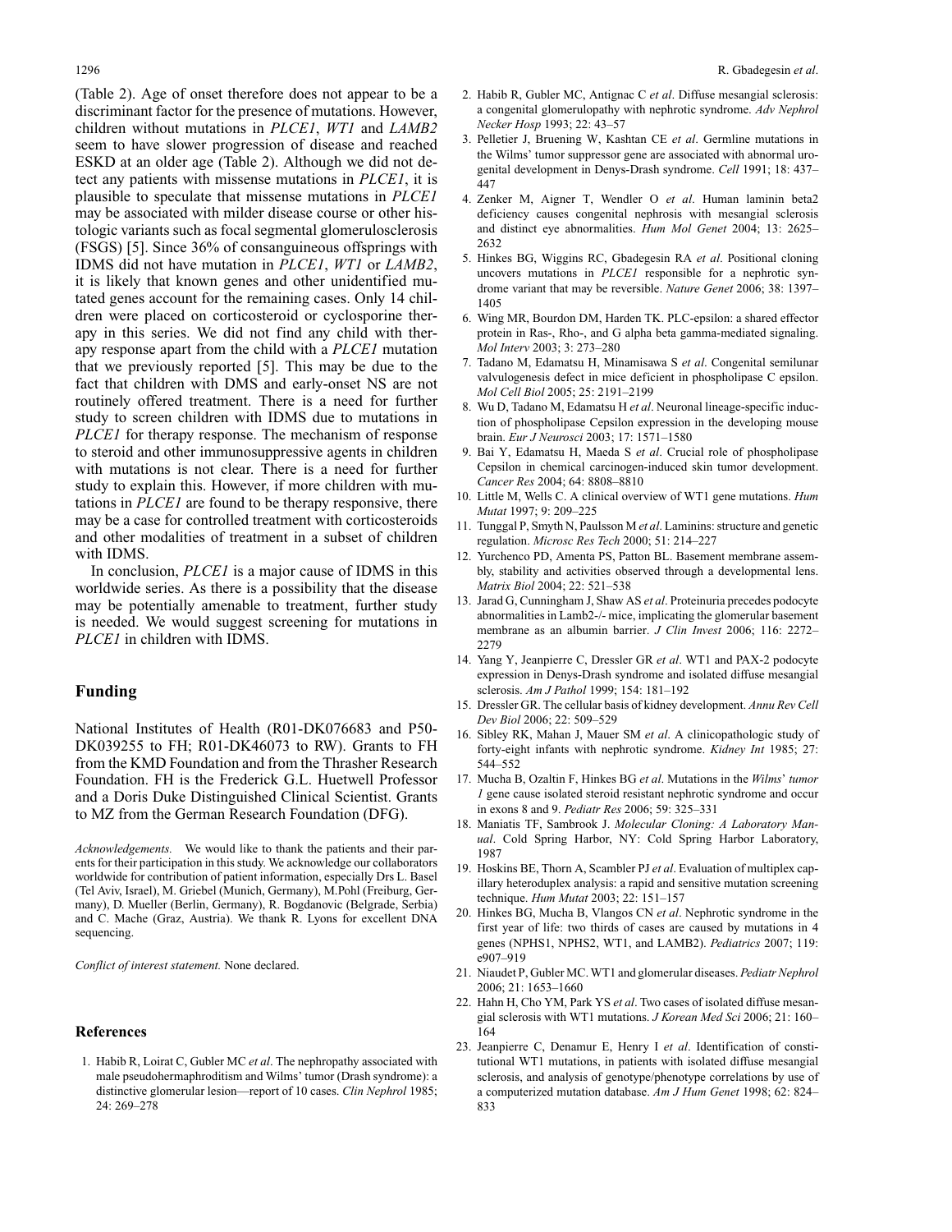(Table 2). Age of onset therefore does not appear to be a discriminant factor for the presence of mutations. However, children without mutations in *PLCE1*, *WT1* and *LAMB2* seem to have slower progression of disease and reached ESKD at an older age (Table 2). Although we did not detect any patients with missense mutations in *PLCE1*, it is plausible to speculate that missense mutations in *PLCE1* may be associated with milder disease course or other histologic variants such as focal segmental glomerulosclerosis (FSGS) [5]. Since 36% of consanguineous offsprings with IDMS did not have mutation in *PLCE1*, *WT1* or *LAMB2*, it is likely that known genes and other unidentified mutated genes account for the remaining cases. Only 14 children were placed on corticosteroid or cyclosporine therapy in this series. We did not find any child with therapy response apart from the child with a *PLCE1* mutation that we previously reported [5]. This may be due to the fact that children with DMS and early-onset NS are not routinely offered treatment. There is a need for further study to screen children with IDMS due to mutations in *PLCE1* for therapy response. The mechanism of response to steroid and other immunosuppressive agents in children with mutations is not clear. There is a need for further study to explain this. However, if more children with mutations in *PLCE1* are found to be therapy responsive, there may be a case for controlled treatment with corticosteroids and other modalities of treatment in a subset of children with IDMS.

In conclusion, *PLCE1* is a major cause of IDMS in this worldwide series. As there is a possibility that the disease may be potentially amenable to treatment, further study is needed. We would suggest screening for mutations in *PLCE1* in children with IDMS.

## Funding

National Institutes of Health (R01-DK076683 and P50-DK039255 to FH; R01-DK46073 to RW). Grants to FH from the KMD Foundation and from the Thrasher Research Foundation. FH is the Frederick G.L. Huetwell Professor and a Doris Duke Distinguished Clinical Scientist. Grants to MZ from the German Research Foundation (DFG).

*Acknowledgements.* We would like to thank the patients and their parents for their participation in this study. We acknowledge our collaborators worldwide for contribution of patient information, especially Drs L. Basel (Tel Aviv, Israel), M. Griebel (Munich, Germany), M.Pohl (Freiburg, Germany), D. Mueller (Berlin, Germany), R. Bogdanovic (Belgrade, Serbia) and C. Mache (Graz, Austria). We thank R. Lyons for excellent DNA sequencing.

*Conflict of interest statement.* None declared.

## References

1. Habib R, Loirat C, Gubler MC *et al*. The nephropathy associated with male pseudohermaphroditism and Wilms' tumor (Drash syndrome): a distinctive glomerular lesion—report of 10 cases. *Clin Nephrol* 1985; 24: 269–278
2. Habib R, Gubler MC, Antignac C *et al*. Diffuse mesangial sclerosis: a congenital glomerulopathy with nephrotic syndrome. *Adv Nephrol Necker Hosp* 1993; 22: 43–57
3. Pelletier J, Bruening W, Kashtan CE *et al*. Germline mutations in the Wilms' tumor suppressor gene are associated with abnormal urogenital development in Denys-Drash syndrome. *Cell* 1991; 18: 437–447
4. Zenker M, Aigner T, Wendler O *et al*. Human laminin beta2 deficiency causes congenital nephrosis with mesangial sclerosis and distinct eye abnormalities. *Hum Mol Genet* 2004; 13: 2625–2632
5. Hinkes BG, Wiggins RC, Gbadegesin RA *et al*. Positional cloning uncovers mutations in *PLCE1* responsible for a nephrotic syndrome variant that may be reversible. *Nature Genet* 2006; 38: 1397–1405
6. Wing MR, Bourdon DM, Harden TK. PLC-epsilon: a shared effector protein in Ras-, Rho-, and G alpha beta gamma-mediated signaling. *Mol Interv* 2003; 3: 273–280
7. Tadano M, Edamatsu H, Minamisawa S *et al*. Congenital semilunar valvulogenesis defect in mice deficient in phospholipase C epsilon. *Mol Cell Biol* 2005; 25: 2191–2199
8. Wu D, Tadano M, Edamatsu H *et al*. Neuronal lineage-specific induction of phospholipase Cepsilon expression in the developing mouse brain. *Eur J Neurosci* 2003; 17: 1571–1580
9. Bai Y, Edamatsu H, Maeda S *et al*. Crucial role of phospholipase Cepsilon in chemical carcinogen-induced skin tumor development. *Cancer Res* 2004; 64: 8808–8810
10. Little M, Wells C. A clinical overview of WT1 gene mutations. *Hum Mutat* 1997; 9: 209–225
11. Tunggal P, Smyth N, Paulsson M *et al*. Laminins: structure and genetic regulation. *Microsc Res Tech* 2000; 51: 214–227
12. Yurchenco PD, Amenta PS, Patton BL. Basement membrane assembly, stability and activities observed through a developmental lens. *Matrix Biol* 2004; 22: 521–538
13. Jarad G, Cunningham J, Shaw AS *et al*. Proteinuria precedes podocyte abnormalities in Lamb2-/- mice, implicating the glomerular basement membrane as an albumin barrier. *J Clin Invest* 2006; 116: 2272–2279
14. Yang Y, Jeanpierre C, Dressler GR *et al*. WT1 and PAX-2 podocyte expression in Denys-Drash syndrome and isolated diffuse mesangial sclerosis. *Am J Pathol* 1999; 154: 181–192
15. Dressler GR. The cellular basis of kidney development. *Annu Rev Cell Dev Biol* 2006; 22: 509–529
16. Sibley RK, Mahan J, Mauer SM *et al*. A clinicopathologic study of forty-eight infants with nephrotic syndrome. *Kidney Int* 1985; 27: 544–552
17. Mucha B, Ozaltin F, Hinkes BG *et al*. Mutations in the *Wilms' tumor 1* gene cause isolated steroid resistant nephrotic syndrome and occur in exons 8 and 9. *Pediatr Res* 2006; 59: 325–331
18. Maniatis TF, Sambrook J. *Molecular Cloning: A Laboratory Manual*. Cold Spring Harbor, NY: Cold Spring Harbor Laboratory, 1987
19. Hoskins BE, Thorn A, Scambler PJ *et al*. Evaluation of multiplex capillary heteroduplex analysis: a rapid and sensitive mutation screening technique. *Hum Mutat* 2003; 22: 151–157
20. Hinkes BG, Mucha B, Vlangos CN *et al*. Nephrotic syndrome in the first year of life: two thirds of cases are caused by mutations in 4 genes (NPHS1, NPHS2, WT1, and LAMB2). *Pediatrics* 2007; 119: e907–919
21. Niaudet P, Gubler MC. WT1 and glomerular diseases. *Pediatr Nephrol* 2006; 21: 1653–1660
22. Hahn H, Cho YM, Park YS *et al*. Two cases of isolated diffuse mesangial sclerosis with WT1 mutations. *J Korean Med Sci* 2006; 21: 160–164
23. Jeanpierre C, Denamur E, Henry I *et al*. Identification of constitutional WT1 mutations, in patients with isolated diffuse mesangial sclerosis, and analysis of genotype/phenotype correlations by use of a computerized mutation database. *Am J Hum Genet* 1998; 62: 824–833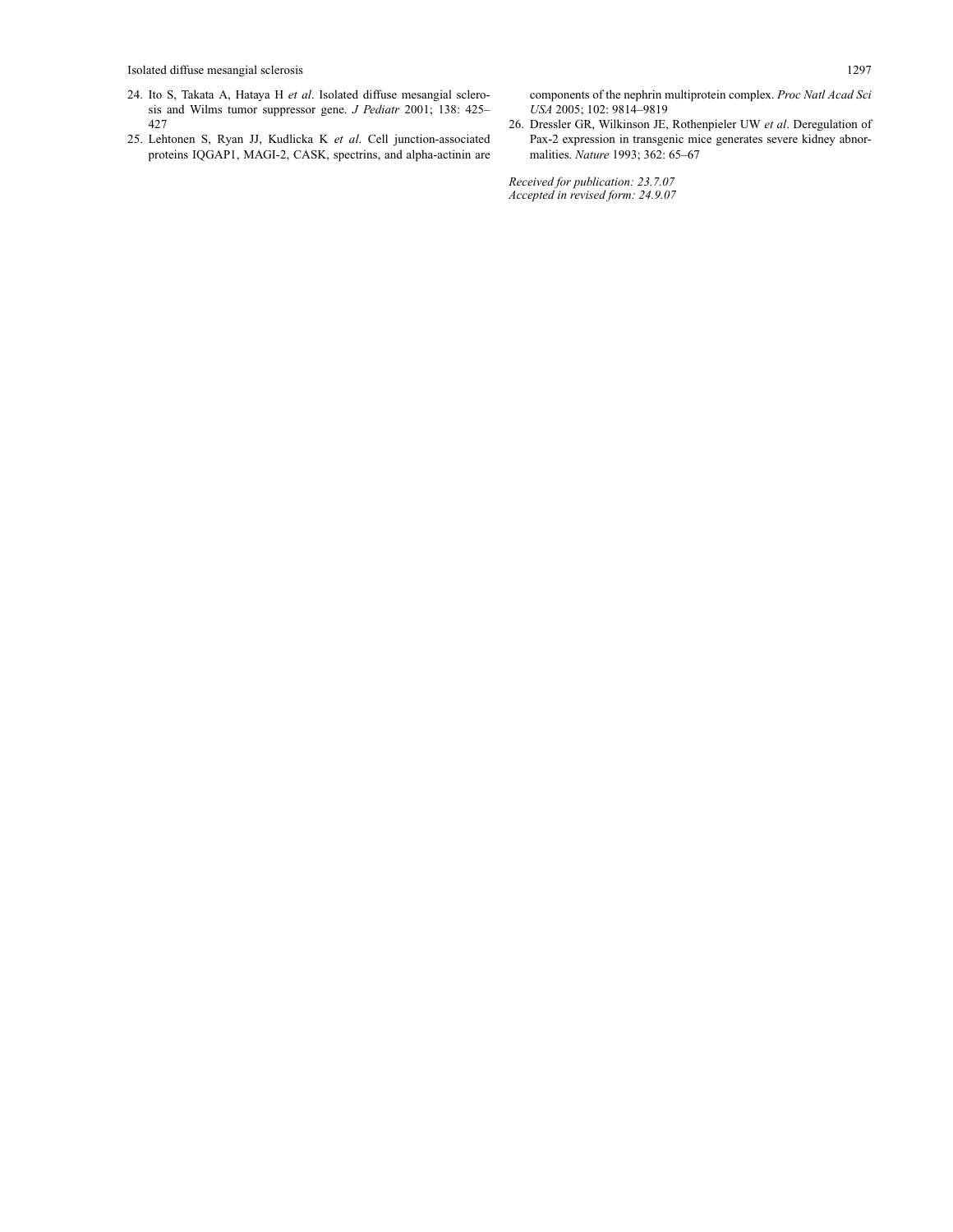24. Ito S, Takata A, Hataya H *et al*. Isolated diffuse mesangial sclerosis and Wilms tumor suppressor gene. *J Pediatr* 2001; 138: 425–427
25. Lehtonen S, Ryan JJ, Kudlicka K *et al*. Cell junction-associated proteins IQGAP1, MAGI-2, CASK, spectrins, and alpha-actinin are components of the nephrin multiprotein complex. *Proc Natl Acad Sci USA* 2005; 102: 9814–9819
26. Dressler GR, Wilkinson JE, Rothenpieler UW *et al*. Deregulation of Pax-2 expression in transgenic mice generates severe kidney abnormalities. *Nature* 1993; 362: 65–67

*Received for publication: 23.7.07*
*Accepted in revised form: 24.9.07*